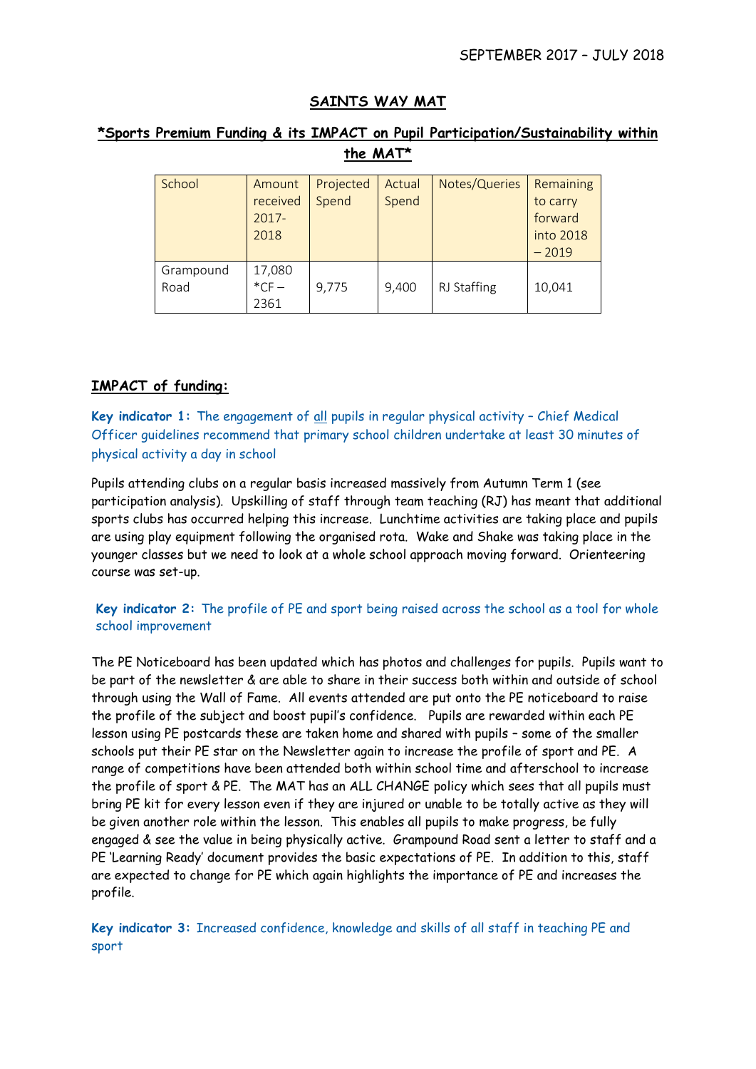SEPTEMBER 2017 – JULY 2018

# SAINTS WAY MAT

## *Sports Premium Funding & its IMPACT on Pupil Participation/Sustainability within the MAT*

| School | Amount received 2017-2018 | Projected Spend | Actual Spend | Notes/Queries | Remaining to carry forward into 2018 – 2019 |
|---|---|---|---|---|---|
| Grampound Road | 17,080 *CF – 2361 | 9,775 | 9,400 | RJ Staffing | 10,041 |

### IMPACT of funding:

**Key indicator 1:** The engagement of all pupils in regular physical activity – Chief Medical Officer guidelines recommend that primary school children undertake at least 30 minutes of physical activity a day in school

Pupils attending clubs on a regular basis increased massively from Autumn Term 1 (see participation analysis). Upskilling of staff through team teaching (RJ) has meant that additional sports clubs has occurred helping this increase. Lunchtime activities are taking place and pupils are using play equipment following the organised rota. Wake and Shake was taking place in the younger classes but we need to look at a whole school approach moving forward. Orienteering course was set-up.

**Key indicator 2:** The profile of PE and sport being raised across the school as a tool for whole school improvement

The PE Noticeboard has been updated which has photos and challenges for pupils. Pupils want to be part of the newsletter & are able to share in their success both within and outside of school through using the Wall of Fame. All events attended are put onto the PE noticeboard to raise the profile of the subject and boost pupil's confidence. Pupils are rewarded within each PE lesson using PE postcards these are taken home and shared with pupils – some of the smaller schools put their PE star on the Newsletter again to increase the profile of sport and PE. A range of competitions have been attended both within school time and afterschool to increase the profile of sport & PE. The MAT has an ALL CHANGE policy which sees that all pupils must bring PE kit for every lesson even if they are injured or unable to be totally active as they will be given another role within the lesson. This enables all pupils to make progress, be fully engaged & see the value in being physically active. Grampound Road sent a letter to staff and a PE 'Learning Ready' document provides the basic expectations of PE. In addition to this, staff are expected to change for PE which again highlights the importance of PE and increases the profile.

**Key indicator 3:** Increased confidence, knowledge and skills of all staff in teaching PE and sport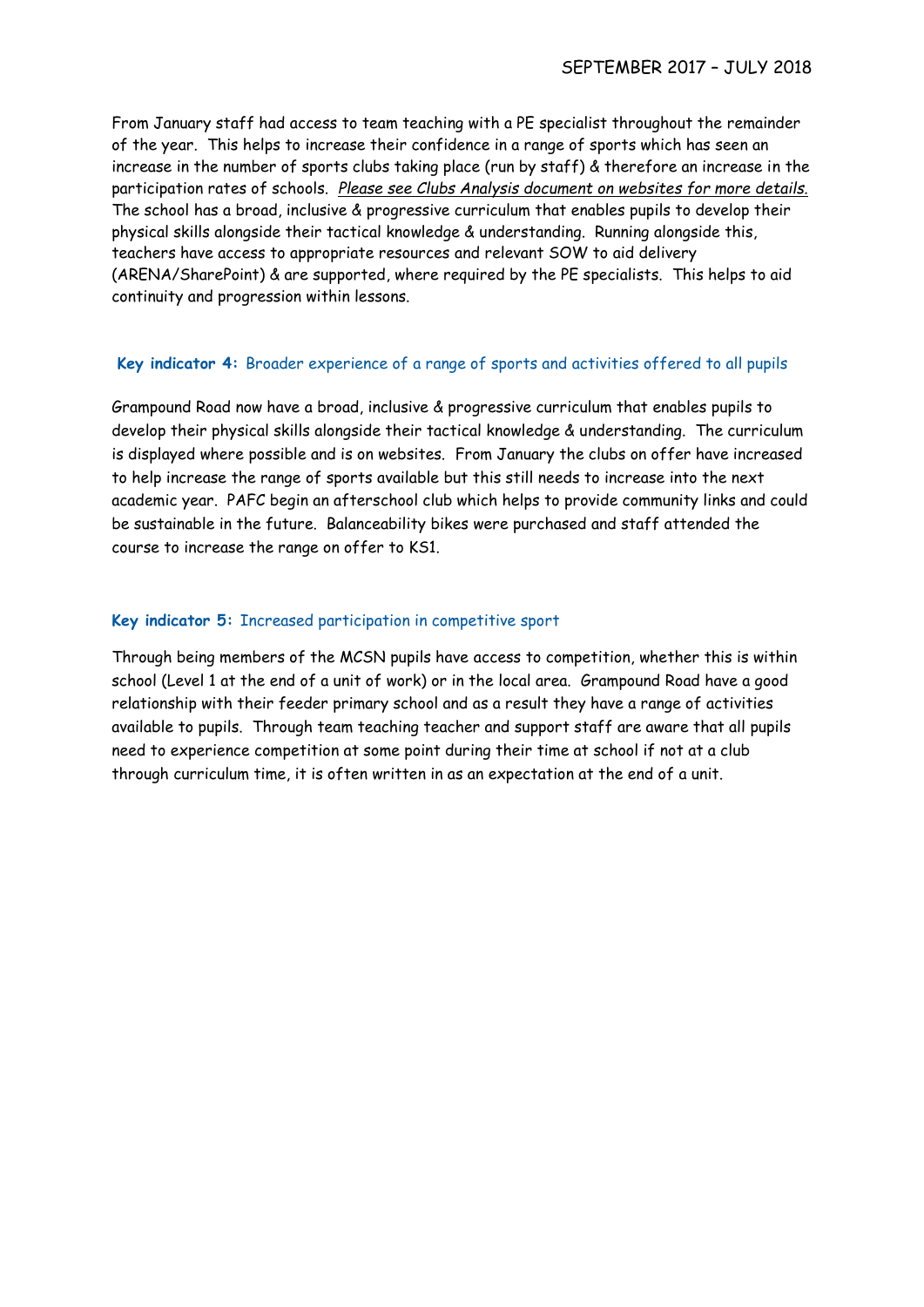From January staff had access to team teaching with a PE specialist throughout the remainder of the year. This helps to increase their confidence in a range of sports which has seen an increase in the number of sports clubs taking place (run by staff) & therefore an increase in the participation rates of schools. *Please see Clubs Analysis document on websites for more details.* The school has a broad, inclusive & progressive curriculum that enables pupils to develop their physical skills alongside their tactical knowledge & understanding. Running alongside this, teachers have access to appropriate resources and relevant SOW to aid delivery (ARENA/SharePoint) & are supported, where required by the PE specialists. This helps to aid continuity and progression within lessons.

**Key indicator 4:** Broader experience of a range of sports and activities offered to all pupils

Grampound Road now have a broad, inclusive & progressive curriculum that enables pupils to develop their physical skills alongside their tactical knowledge & understanding. The curriculum is displayed where possible and is on websites. From January the clubs on offer have increased to help increase the range of sports available but this still needs to increase into the next academic year. PAFC begin an afterschool club which helps to provide community links and could be sustainable in the future. Balanceability bikes were purchased and staff attended the course to increase the range on offer to KS1.

**Key indicator 5:** Increased participation in competitive sport

Through being members of the MCSN pupils have access to competition, whether this is within school (Level 1 at the end of a unit of work) or in the local area. Grampound Road have a good relationship with their feeder primary school and as a result they have a range of activities available to pupils. Through team teaching teacher and support staff are aware that all pupils need to experience competition at some point during their time at school if not at a club through curriculum time, it is often written in as an expectation at the end of a unit.